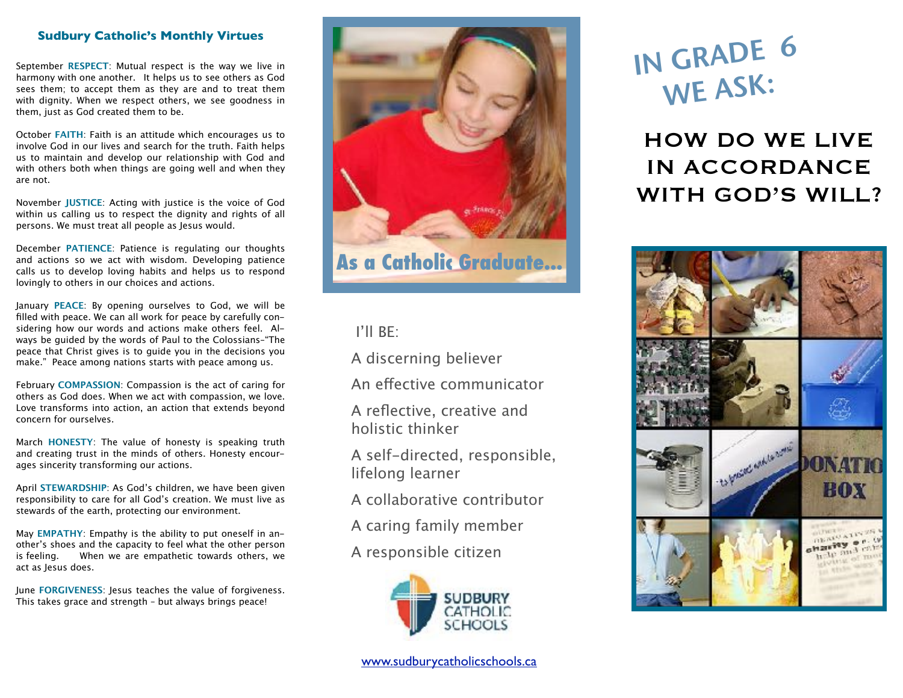## Sudbury Catholic's Monthly Virtues

September **RESPECT**: Mutual respect is the way we live in harmony with one another. It helps us to see others as God sees them; to accept them as they are and to treat them with dignity. When we respect others, we see goodness in them, just as God created them to be.

October **FAITH**: Faith is an attitude which encourages us to involve God in our lives and search for the truth. Faith helps us to maintain and develop our relationship with God and with others both when things are going well and when they are not.

November **JUSTICE**: Acting with justice is the voice of God within us calling us to respect the dignity and rights of all persons. We must treat all people as Jesus would.

December **PATIENCE**: Patience is regulating our thoughts and actions so we act with wisdom. Developing patience calls us to develop loving habits and helps us to respond lovingly to others in our choices and actions.

January **PEACE**: By opening ourselves to God, we will be filled with peace. We can all work for peace by carefully considering how our words and actions make others feel. Always be guided by the words of Paul to the Colossians-"The peace that Christ gives is to guide you in the decisions you make." Peace among nations starts with peace among us.

February **COMPASSION**: Compassion is the act of caring for others as God does. When we act with compassion, we love. Love transforms into action, an action that extends beyond concern for ourselves.

March **HONESTY**: The value of honesty is speaking truth and creating trust in the minds of others. Honesty encourages sincerity transforming our actions.

April **STEWARDSHIP**: As God's children, we have been given responsibility to care for all God's creation. We must live as stewards of the earth, protecting our environment.

May **EMPATHY**: Empathy is the ability to put oneself in another's shoes and the capacity to feel what the other person is feeling. When we are empathetic towards others, we act as Jesus does.

June **FORGIVENESS**: Jesus teaches the value of forgiveness. This takes grace and strength - but always brings peace!

As a Catholic Graduate...

I'll BE:

- A discerning believer
- An effective communicator
- A reflective, creative and holistic thinker
- A self-directed, responsible, lifelong learner
- A collaborative contributor
- A caring family member
- A responsible citizen

SUDBURY CATHOLIC SCHOOLS

www.sudburycatholicschools.ca

# IN GRADE 6 WE ASK:

## HOW DO WE LIVE IN ACCORDANCE WITH GOD'S WILL?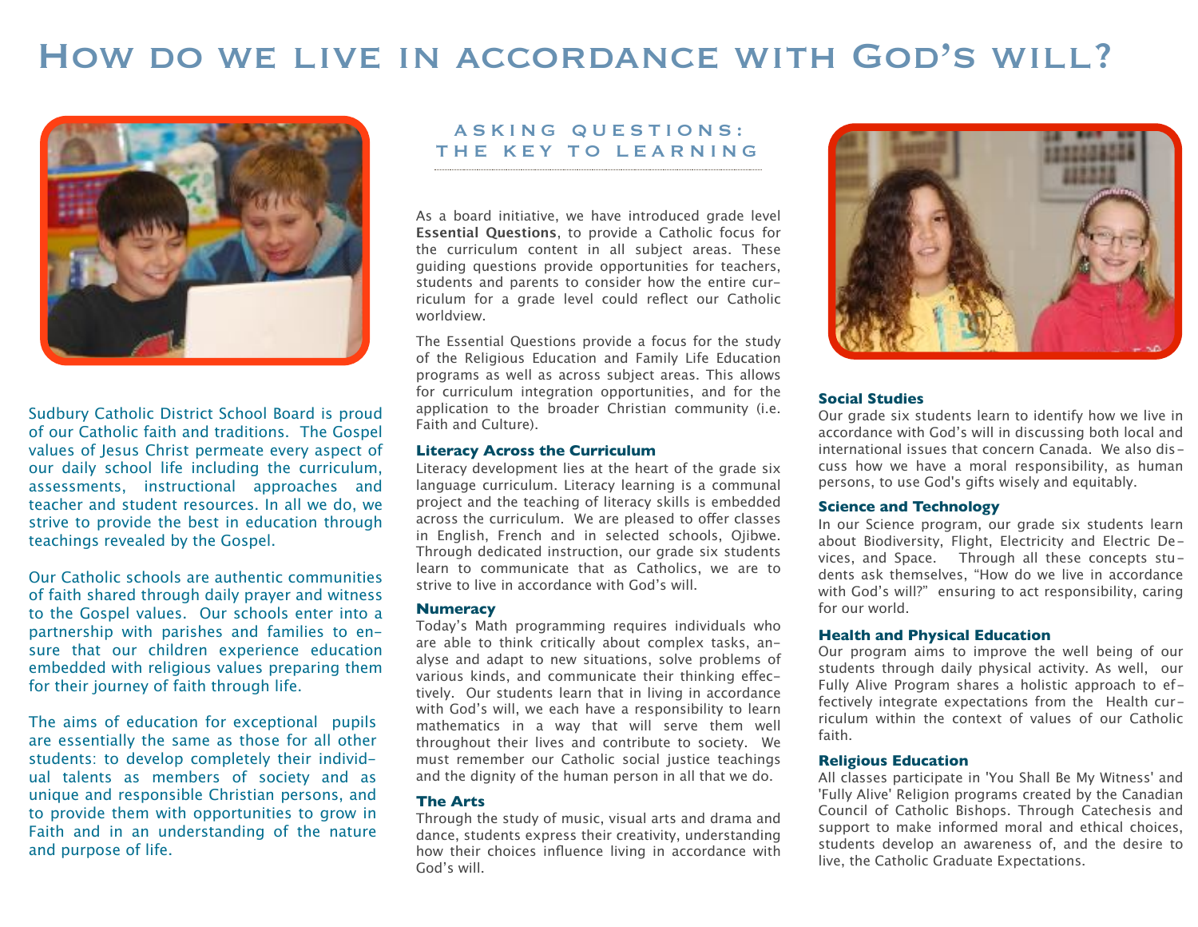# How do we live in accordance with God's will?

Sudbury Catholic District School Board is proud of our Catholic faith and traditions. The Gospel values of Jesus Christ permeate every aspect of our daily school life including the curriculum, assessments, instructional approaches and teacher and student resources. In all we do, we strive to provide the best in education through teachings revealed by the Gospel.

Our Catholic schools are authentic communities of faith shared through daily prayer and witness to the Gospel values. Our schools enter into a partnership with parishes and families to ensure that our children experience education embedded with religious values preparing them for their journey of faith through life.

The aims of education for exceptional pupils are essentially the same as those for all other students: to develop completely their individual talents as members of society and as unique and responsible Christian persons, and to provide them with opportunities to grow in Faith and in an understanding of the nature and purpose of life.

## Asking Questions: The Key to Learning

As a board initiative, we have introduced grade level **Essential Questions**, to provide a Catholic focus for the curriculum content in all subject areas. These guiding questions provide opportunities for teachers, students and parents to consider how the entire curriculum for a grade level could reflect our Catholic worldview.

The Essential Questions provide a focus for the study of the Religious Education and Family Life Education programs as well as across subject areas. This allows for curriculum integration opportunities, and for the application to the broader Christian community (i.e. Faith and Culture).

### Literacy Across the Curriculum

Literacy development lies at the heart of the grade six language curriculum. Literacy learning is a communal project and the teaching of literacy skills is embedded across the curriculum. We are pleased to offer classes in English, French and in selected schools, Ojibwe. Through dedicated instruction, our grade six students learn to communicate that as Catholics, we are to strive to live in accordance with God's will.

### Numeracy

Today's Math programming requires individuals who are able to think critically about complex tasks, analyse and adapt to new situations, solve problems of various kinds, and communicate their thinking effectively. Our students learn that in living in accordance with God's will, we each have a responsibility to learn mathematics in a way that will serve them well throughout their lives and contribute to society. We must remember our Catholic social justice teachings and the dignity of the human person in all that we do.

### The Arts

Through the study of music, visual arts and drama and dance, students express their creativity, understanding how their choices influence living in accordance with God's will.

### Social Studies

Our grade six students learn to identify how we live in accordance with God's will in discussing both local and international issues that concern Canada. We also discuss how we have a moral responsibility, as human persons, to use God's gifts wisely and equitably.

### Science and Technology

In our Science program, our grade six students learn about Biodiversity, Flight, Electricity and Electric Devices, and Space. Through all these concepts students ask themselves, "How do we live in accordance with God's will?" ensuring to act responsibility, caring for our world.

### Health and Physical Education

Our program aims to improve the well being of our students through daily physical activity. As well, our Fully Alive Program shares a holistic approach to effectively integrate expectations from the Health curriculum within the context of values of our Catholic faith.

### Religious Education

All classes participate in 'You Shall Be My Witness' and 'Fully Alive' Religion programs created by the Canadian Council of Catholic Bishops. Through Catechesis and support to make informed moral and ethical choices, students develop an awareness of, and the desire to live, the Catholic Graduate Expectations.